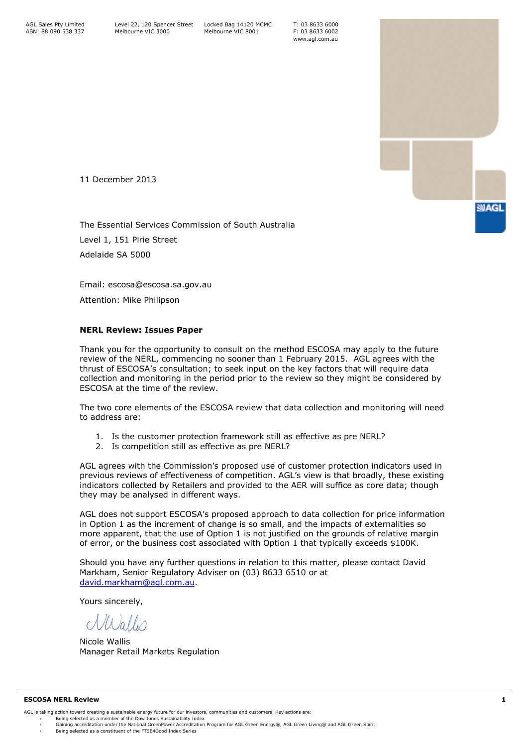AGL Sales Pty Limited
ABN: 88 090 538 337

Level 22, 120 Spencer Street
Melbourne VIC 3000

Locked Bag 14120 MCMC
Melbourne VIC 8001

T: 03 8633 6000
F: 03 8633 6002
www.agl.com.au

11 December 2013

The Essential Services Commission of South Australia
Level 1, 151 Pirie Street
Adelaide SA 5000

Email: escosa@escosa.sa.gov.au

Attention: Mike Philipson

**NERL Review: Issues Paper**

Thank you for the opportunity to consult on the method ESCOSA may apply to the future review of the NERL, commencing no sooner than 1 February 2015. AGL agrees with the thrust of ESCOSA's consultation; to seek input on the key factors that will require data collection and monitoring in the period prior to the review so they might be considered by ESCOSA at the time of the review.

The two core elements of the ESCOSA review that data collection and monitoring will need to address are:

1. Is the customer protection framework still as effective as pre NERL?
2. Is competition still as effective as pre NERL?

AGL agrees with the Commission's proposed use of customer protection indicators used in previous reviews of effectiveness of competition. AGL's view is that broadly, these existing indicators collected by Retailers and provided to the AER will suffice as core data; though they may be analysed in different ways.

AGL does not support ESCOSA's proposed approach to data collection for price information in Option 1 as the increment of change is so small, and the impacts of externalities so more apparent, that the use of Option 1 is not justified on the grounds of relative margin of error, or the business cost associated with Option 1 that typically exceeds $100K.

Should you have any further questions in relation to this matter, please contact David Markham, Senior Regulatory Adviser on (03) 8633 6510 or at david.markham@agl.com.au.

Yours sincerely,

NWallis

Nicole Wallis
Manager Retail Markets Regulation

AGL is taking action toward creating a sustainable energy future for our investors, communities and customers. Key actions are:

- Being selected as a member of the Dow Jones Sustainability Index
- Gaining accreditation under the National GreenPower Accreditation Program for AGL Green Energy®, AGL Green Living® and AGL Green Spirit
- Being selected as a constituent of the FTSE4Good Index Series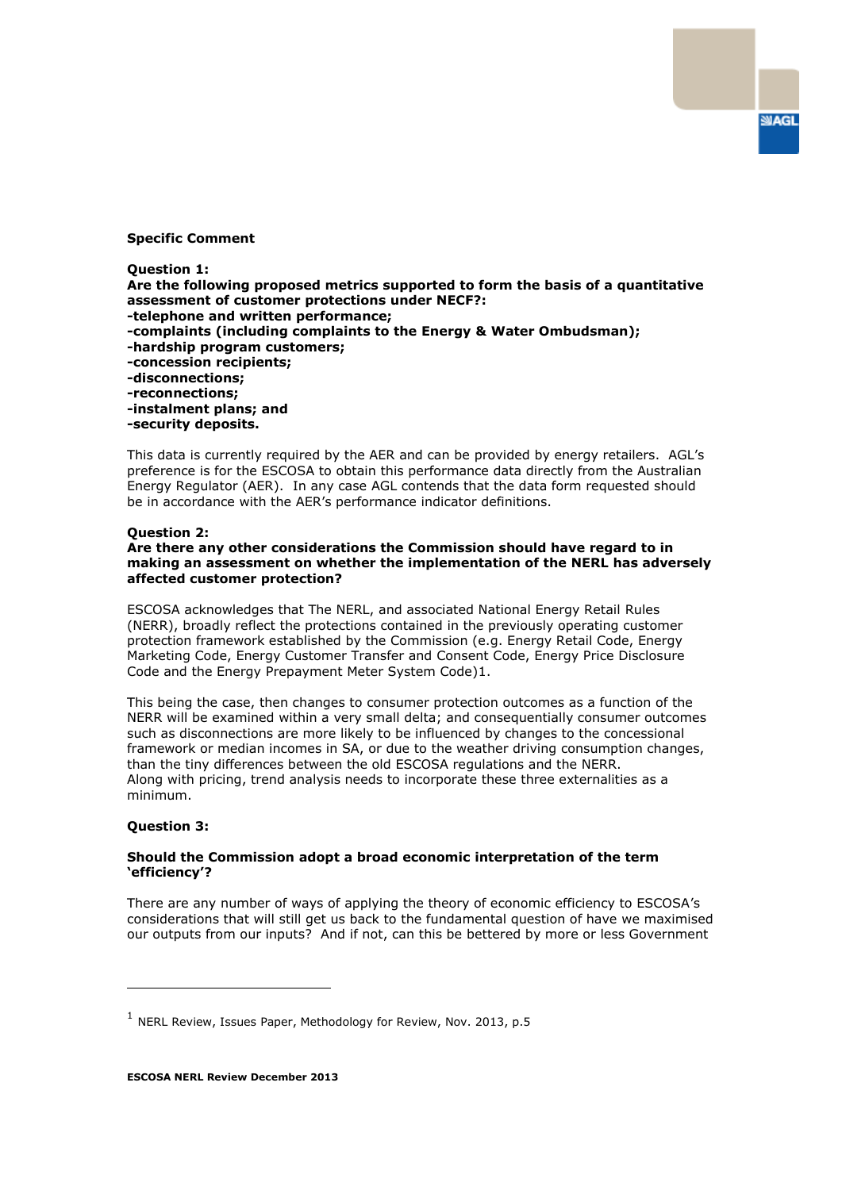**Specific Comment**

**Question 1:**
**Are the following proposed metrics supported to form the basis of a quantitative assessment of customer protections under NECF?:**
**-telephone and written performance;**
**-complaints (including complaints to the Energy & Water Ombudsman);**
**-hardship program customers;**
**-concession recipients;**
**-disconnections;**
**-reconnections;**
**-instalment plans; and**
**-security deposits.**

This data is currently required by the AER and can be provided by energy retailers. AGL's preference is for the ESCOSA to obtain this performance data directly from the Australian Energy Regulator (AER). In any case AGL contends that the data form requested should be in accordance with the AER's performance indicator definitions.

**Question 2:**
**Are there any other considerations the Commission should have regard to in making an assessment on whether the implementation of the NERL has adversely affected customer protection?**

ESCOSA acknowledges that The NERL, and associated National Energy Retail Rules (NERR), broadly reflect the protections contained in the previously operating customer protection framework established by the Commission (e.g. Energy Retail Code, Energy Marketing Code, Energy Customer Transfer and Consent Code, Energy Price Disclosure Code and the Energy Prepayment Meter System Code)[1].

This being the case, then changes to consumer protection outcomes as a function of the NERR will be examined within a very small delta; and consequentially consumer outcomes such as disconnections are more likely to be influenced by changes to the concessional framework or median incomes in SA, or due to the weather driving consumption changes, than the tiny differences between the old ESCOSA regulations and the NERR. Along with pricing, trend analysis needs to incorporate these three externalities as a minimum.

**Question 3:**

**Should the Commission adopt a broad economic interpretation of the term 'efficiency'?**

There are any number of ways of applying the theory of economic efficiency to ESCOSA's considerations that will still get us back to the fundamental question of have we maximised our outputs from our inputs? And if not, can this be bettered by more or less Government

---

[1] NERL Review, Issues Paper, Methodology for Review, Nov. 2013, p.5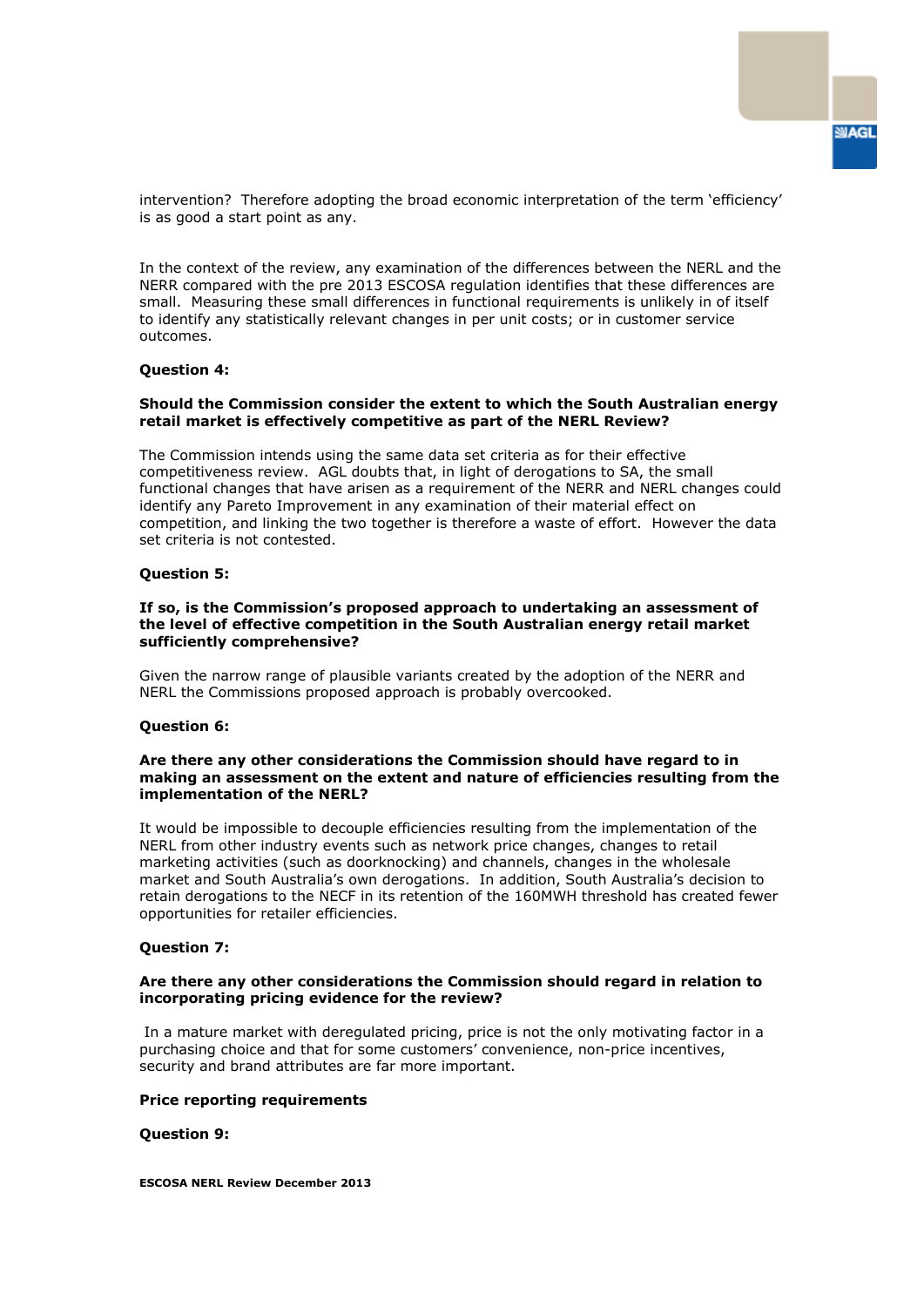intervention? Therefore adopting the broad economic interpretation of the term 'efficiency' is as good a start point as any.

In the context of the review, any examination of the differences between the NERL and the NERR compared with the pre 2013 ESCOSA regulation identifies that these differences are small. Measuring these small differences in functional requirements is unlikely in of itself to identify any statistically relevant changes in per unit costs; or in customer service outcomes.

**Question 4:**

**Should the Commission consider the extent to which the South Australian energy retail market is effectively competitive as part of the NERL Review?**

The Commission intends using the same data set criteria as for their effective competitiveness review. AGL doubts that, in light of derogations to SA, the small functional changes that have arisen as a requirement of the NERR and NERL changes could identify any Pareto Improvement in any examination of their material effect on competition, and linking the two together is therefore a waste of effort. However the data set criteria is not contested.

**Question 5:**

**If so, is the Commission's proposed approach to undertaking an assessment of the level of effective competition in the South Australian energy retail market sufficiently comprehensive?**

Given the narrow range of plausible variants created by the adoption of the NERR and NERL the Commissions proposed approach is probably overcooked.

**Question 6:**

**Are there any other considerations the Commission should have regard to in making an assessment on the extent and nature of efficiencies resulting from the implementation of the NERL?**

It would be impossible to decouple efficiencies resulting from the implementation of the NERL from other industry events such as network price changes, changes to retail marketing activities (such as doorknocking) and channels, changes in the wholesale market and South Australia's own derogations. In addition, South Australia's decision to retain derogations to the NECF in its retention of the 160MWH threshold has created fewer opportunities for retailer efficiencies.

**Question 7:**

**Are there any other considerations the Commission should regard in relation to incorporating pricing evidence for the review?**

In a mature market with deregulated pricing, price is not the only motivating factor in a purchasing choice and that for some customers' convenience, non-price incentives, security and brand attributes are far more important.

**Price reporting requirements**

**Question 9:**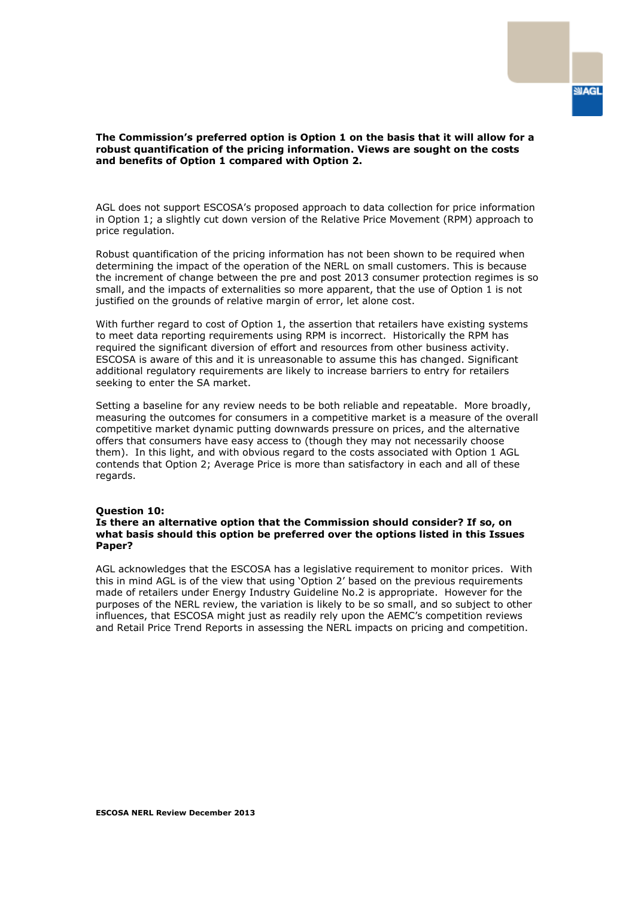**The Commission's preferred option is Option 1 on the basis that it will allow for a robust quantification of the pricing information. Views are sought on the costs and benefits of Option 1 compared with Option 2.**

AGL does not support ESCOSA's proposed approach to data collection for price information in Option 1; a slightly cut down version of the Relative Price Movement (RPM) approach to price regulation.

Robust quantification of the pricing information has not been shown to be required when determining the impact of the operation of the NERL on small customers. This is because the increment of change between the pre and post 2013 consumer protection regimes is so small, and the impacts of externalities so more apparent, that the use of Option 1 is not justified on the grounds of relative margin of error, let alone cost.

With further regard to cost of Option 1, the assertion that retailers have existing systems to meet data reporting requirements using RPM is incorrect. Historically the RPM has required the significant diversion of effort and resources from other business activity. ESCOSA is aware of this and it is unreasonable to assume this has changed. Significant additional regulatory requirements are likely to increase barriers to entry for retailers seeking to enter the SA market.

Setting a baseline for any review needs to be both reliable and repeatable. More broadly, measuring the outcomes for consumers in a competitive market is a measure of the overall competitive market dynamic putting downwards pressure on prices, and the alternative offers that consumers have easy access to (though they may not necessarily choose them). In this light, and with obvious regard to the costs associated with Option 1 AGL contends that Option 2; Average Price is more than satisfactory in each and all of these regards.

**Question 10:**
**Is there an alternative option that the Commission should consider? If so, on what basis should this option be preferred over the options listed in this Issues Paper?**

AGL acknowledges that the ESCOSA has a legislative requirement to monitor prices. With this in mind AGL is of the view that using 'Option 2' based on the previous requirements made of retailers under Energy Industry Guideline No.2 is appropriate. However for the purposes of the NERL review, the variation is likely to be so small, and so subject to other influences, that ESCOSA might just as readily rely upon the AEMC's competition reviews and Retail Price Trend Reports in assessing the NERL impacts on pricing and competition.